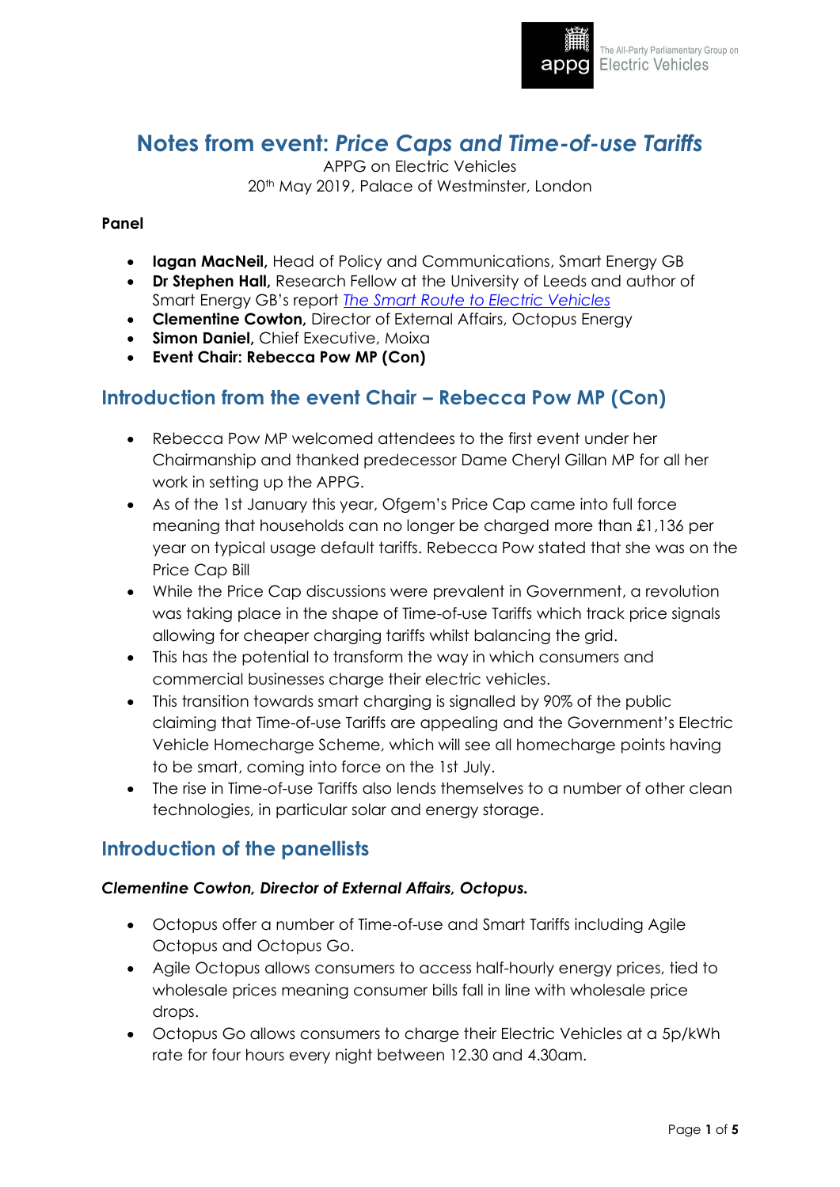# Notes from event: *Price Caps and Time-of-use Tariffs*

APPG on Electric Vehicles
20th May 2019, Palace of Westminster, London

**Panel**

- **Iagan MacNeil,** Head of Policy and Communications, Smart Energy GB
- **Dr Stephen Hall,** Research Fellow at the University of Leeds and author of Smart Energy GB's report *The Smart Route to Electric Vehicles*
- **Clementine Cowton,** Director of External Affairs, Octopus Energy
- **Simon Daniel,** Chief Executive, Moixa
- **Event Chair: Rebecca Pow MP (Con)**

## Introduction from the event Chair – Rebecca Pow MP (Con)

- Rebecca Pow MP welcomed attendees to the first event under her Chairmanship and thanked predecessor Dame Cheryl Gillan MP for all her work in setting up the APPG.
- As of the 1st January this year, Ofgem's Price Cap came into full force meaning that households can no longer be charged more than £1,136 per year on typical usage default tariffs. Rebecca Pow stated that she was on the Price Cap Bill
- While the Price Cap discussions were prevalent in Government, a revolution was taking place in the shape of Time-of-use Tariffs which track price signals allowing for cheaper charging tariffs whilst balancing the grid.
- This has the potential to transform the way in which consumers and commercial businesses charge their electric vehicles.
- This transition towards smart charging is signalled by 90% of the public claiming that Time-of-use Tariffs are appealing and the Government's Electric Vehicle Homecharge Scheme, which will see all homecharge points having to be smart, coming into force on the 1st July.
- The rise in Time-of-use Tariffs also lends themselves to a number of other clean technologies, in particular solar and energy storage.

## Introduction of the panellists

***Clementine Cowton, Director of External Affairs, Octopus.***

- Octopus offer a number of Time-of-use and Smart Tariffs including Agile Octopus and Octopus Go.
- Agile Octopus allows consumers to access half-hourly energy prices, tied to wholesale prices meaning consumer bills fall in line with wholesale price drops.
- Octopus Go allows consumers to charge their Electric Vehicles at a 5p/kWh rate for four hours every night between 12.30 and 4.30am.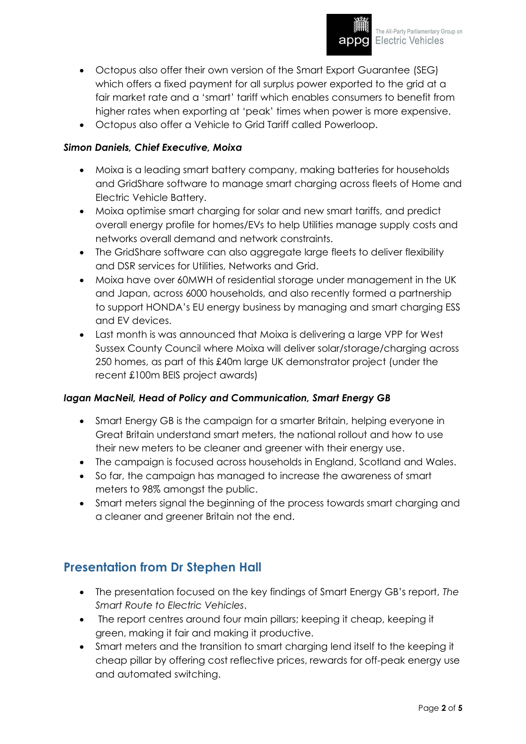- Octopus also offer their own version of the Smart Export Guarantee (SEG) which offers a fixed payment for all surplus power exported to the grid at a fair market rate and a 'smart' tariff which enables consumers to benefit from higher rates when exporting at 'peak' times when power is more expensive.
- Octopus also offer a Vehicle to Grid Tariff called Powerloop.

***Simon Daniels, Chief Executive, Moixa***

- Moixa is a leading smart battery company, making batteries for households and GridShare software to manage smart charging across fleets of Home and Electric Vehicle Battery.
- Moixa optimise smart charging for solar and new smart tariffs, and predict overall energy profile for homes/EVs to help Utilities manage supply costs and networks overall demand and network constraints.
- The GridShare software can also aggregate large fleets to deliver flexibility and DSR services for Utilities, Networks and Grid.
- Moixa have over 60MWH of residential storage under management in the UK and Japan, across 6000 households, and also recently formed a partnership to support HONDA's EU energy business by managing and smart charging ESS and EV devices.
- Last month is was announced that Moixa is delivering a large VPP for West Sussex County Council where Moixa will deliver solar/storage/charging across 250 homes, as part of this £40m large UK demonstrator project (under the recent £100m BEIS project awards)

***Iagan MacNeil, Head of Policy and Communication, Smart Energy GB***

- Smart Energy GB is the campaign for a smarter Britain, helping everyone in Great Britain understand smart meters, the national rollout and how to use their new meters to be cleaner and greener with their energy use.
- The campaign is focused across households in England, Scotland and Wales.
- So far, the campaign has managed to increase the awareness of smart meters to 98% amongst the public.
- Smart meters signal the beginning of the process towards smart charging and a cleaner and greener Britain not the end.

## Presentation from Dr Stephen Hall

- The presentation focused on the key findings of Smart Energy GB's report, *The Smart Route to Electric Vehicles*.
- The report centres around four main pillars; keeping it cheap, keeping it green, making it fair and making it productive.
- Smart meters and the transition to smart charging lend itself to the keeping it cheap pillar by offering cost reflective prices, rewards for off-peak energy use and automated switching.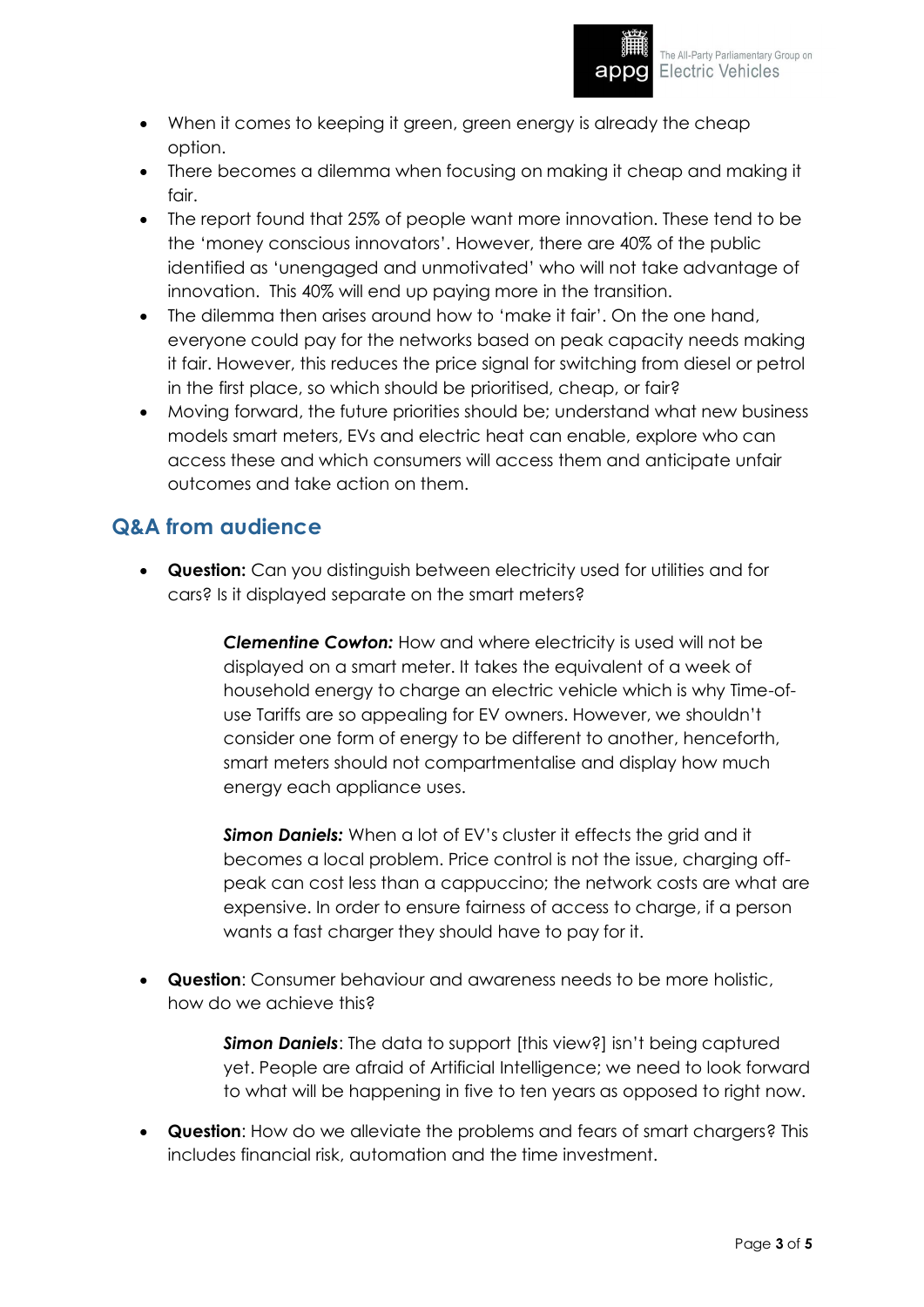- When it comes to keeping it green, green energy is already the cheap option.
- There becomes a dilemma when focusing on making it cheap and making it fair.
- The report found that 25% of people want more innovation. These tend to be the 'money conscious innovators'. However, there are 40% of the public identified as 'unengaged and unmotivated' who will not take advantage of innovation. This 40% will end up paying more in the transition.
- The dilemma then arises around how to 'make it fair'. On the one hand, everyone could pay for the networks based on peak capacity needs making it fair. However, this reduces the price signal for switching from diesel or petrol in the first place, so which should be prioritised, cheap, or fair?
- Moving forward, the future priorities should be; understand what new business models smart meters, EVs and electric heat can enable, explore who can access these and which consumers will access them and anticipate unfair outcomes and take action on them.

## Q&A from audience

- **Question:** Can you distinguish between electricity used for utilities and for cars? Is it displayed separate on the smart meters?

  ***Clementine Cowton:*** How and where electricity is used will not be displayed on a smart meter. It takes the equivalent of a week of household energy to charge an electric vehicle which is why Time-of-use Tariffs are so appealing for EV owners. However, we shouldn't consider one form of energy to be different to another, henceforth, smart meters should not compartmentalise and display how much energy each appliance uses.

  ***Simon Daniels:*** When a lot of EV's cluster it effects the grid and it becomes a local problem. Price control is not the issue, charging off-peak can cost less than a cappuccino; the network costs are what are expensive. In order to ensure fairness of access to charge, if a person wants a fast charger they should have to pay for it.

- **Question**: Consumer behaviour and awareness needs to be more holistic, how do we achieve this?

  ***Simon Daniels***: The data to support [this view?] isn't being captured yet. People are afraid of Artificial Intelligence; we need to look forward to what will be happening in five to ten years as opposed to right now.

- **Question**: How do we alleviate the problems and fears of smart chargers? This includes financial risk, automation and the time investment.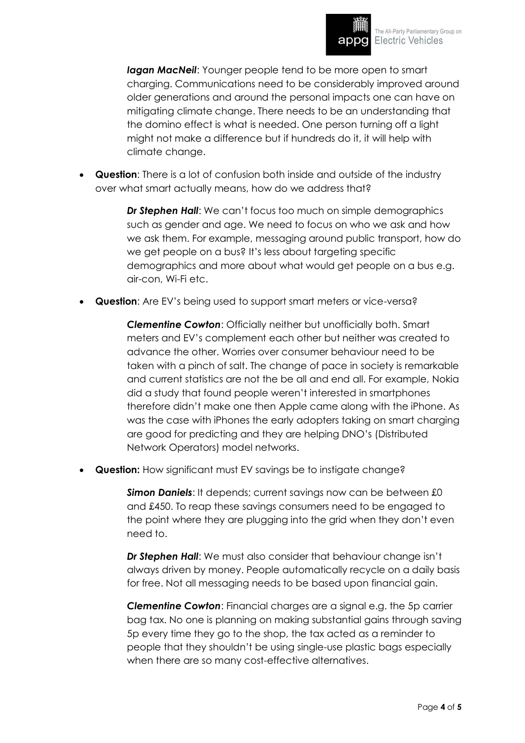> ***Iagan MacNeil***: Younger people tend to be more open to smart charging. Communications need to be considerably improved around older generations and around the personal impacts one can have on mitigating climate change. There needs to be an understanding that the domino effect is what is needed. One person turning off a light might not make a difference but if hundreds do it, it will help with climate change.

- **Question**: There is a lot of confusion both inside and outside of the industry over what smart actually means, how do we address that?

> ***Dr Stephen Hall***: We can't focus too much on simple demographics such as gender and age. We need to focus on who we ask and how we ask them. For example, messaging around public transport, how do we get people on a bus? It's less about targeting specific demographics and more about what would get people on a bus e.g. air-con, Wi-Fi etc.

- **Question**: Are EV's being used to support smart meters or vice-versa?

> ***Clementine Cowton***: Officially neither but unofficially both. Smart meters and EV's complement each other but neither was created to advance the other. Worries over consumer behaviour need to be taken with a pinch of salt. The change of pace in society is remarkable and current statistics are not the be all and end all. For example, Nokia did a study that found people weren't interested in smartphones therefore didn't make one then Apple came along with the iPhone. As was the case with iPhones the early adopters taking on smart charging are good for predicting and they are helping DNO's (Distributed Network Operators) model networks.

- **Question:** How significant must EV savings be to instigate change?

> ***Simon Daniels***: It depends; current savings now can be between £0 and £450. To reap these savings consumers need to be engaged to the point where they are plugging into the grid when they don't even need to.

> ***Dr Stephen Hall***: We must also consider that behaviour change isn't always driven by money. People automatically recycle on a daily basis for free. Not all messaging needs to be based upon financial gain.

> ***Clementine Cowton***: Financial charges are a signal e.g. the 5p carrier bag tax. No one is planning on making substantial gains through saving 5p every time they go to the shop, the tax acted as a reminder to people that they shouldn't be using single-use plastic bags especially when there are so many cost-effective alternatives.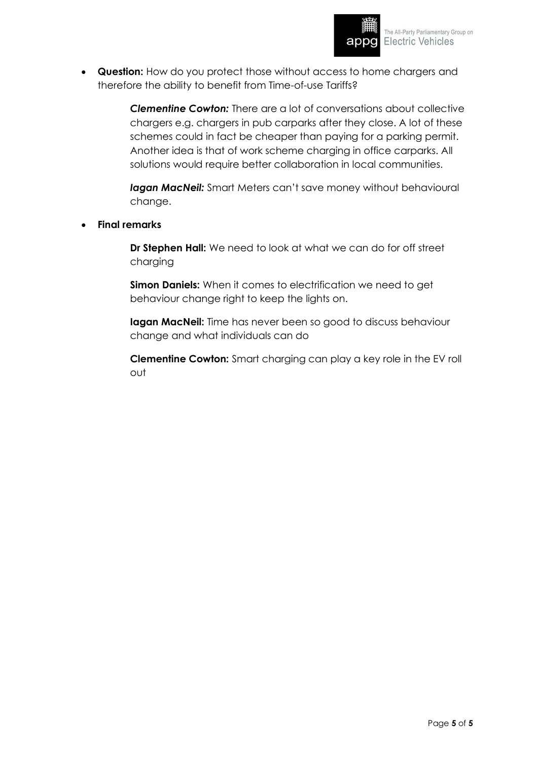- **Question:** How do you protect those without access to home chargers and therefore the ability to benefit from Time-of-use Tariffs?

  ***Clementine Cowton:*** There are a lot of conversations about collective chargers e.g. chargers in pub carparks after they close. A lot of these schemes could in fact be cheaper than paying for a parking permit. Another idea is that of work scheme charging in office carparks. All solutions would require better collaboration in local communities.

  ***Iagan MacNeil:*** Smart Meters can't save money without behavioural change.

- **Final remarks**

  **Dr Stephen Hall:** We need to look at what we can do for off street charging

  **Simon Daniels:** When it comes to electrification we need to get behaviour change right to keep the lights on.

  **Iagan MacNeil:** Time has never been so good to discuss behaviour change and what individuals can do

  **Clementine Cowton:** Smart charging can play a key role in the EV roll out